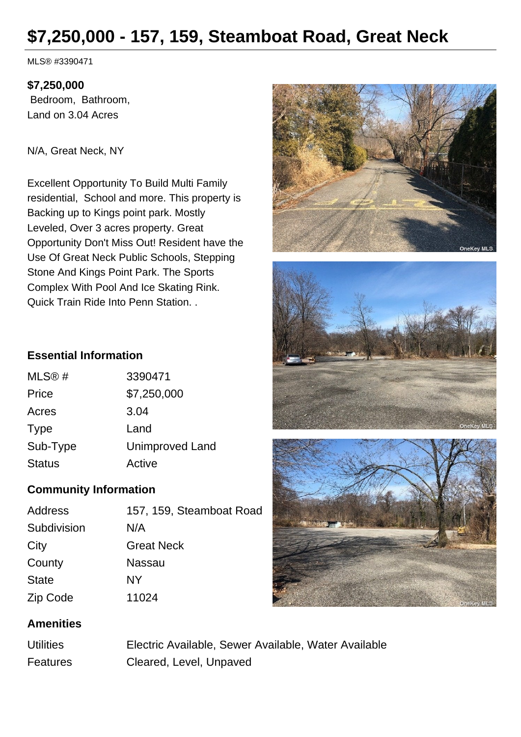# $7,250,000 - 157, 159, Steamboat Road, Great Neck

MLS® #3390471

**$7,250,000**
Bedroom, Bathroom,
Land on 3.04 Acres

N/A, Great Neck, NY

Excellent Opportunity To Build Multi Family residential, School and more. This property is Backing up to Kings point park. Mostly Leveled, Over 3 acres property. Great Opportunity Don't Miss Out! Resident have the Use Of Great Neck Public Schools, Stepping Stone And Kings Point Park. The Sports Complex With Pool And Ice Skating Rink. Quick Train Ride Into Penn Station. .

### Essential Information

| | |
|---|---|
| MLS® # | 3390471 |
| Price | $7,250,000 |
| Acres | 3.04 |
| Type | Land |
| Sub-Type | Unimproved Land |
| Status | Active |

### Community Information

| | |
|---|---|
| Address | 157, 159, Steamboat Road |
| Subdivision | N/A |
| City | Great Neck |
| County | Nassau |
| State | NY |
| Zip Code | 11024 |

### Amenities

| | |
|---|---|
| Utilities | Electric Available, Sewer Available, Water Available |
| Features | Cleared, Level, Unpaved |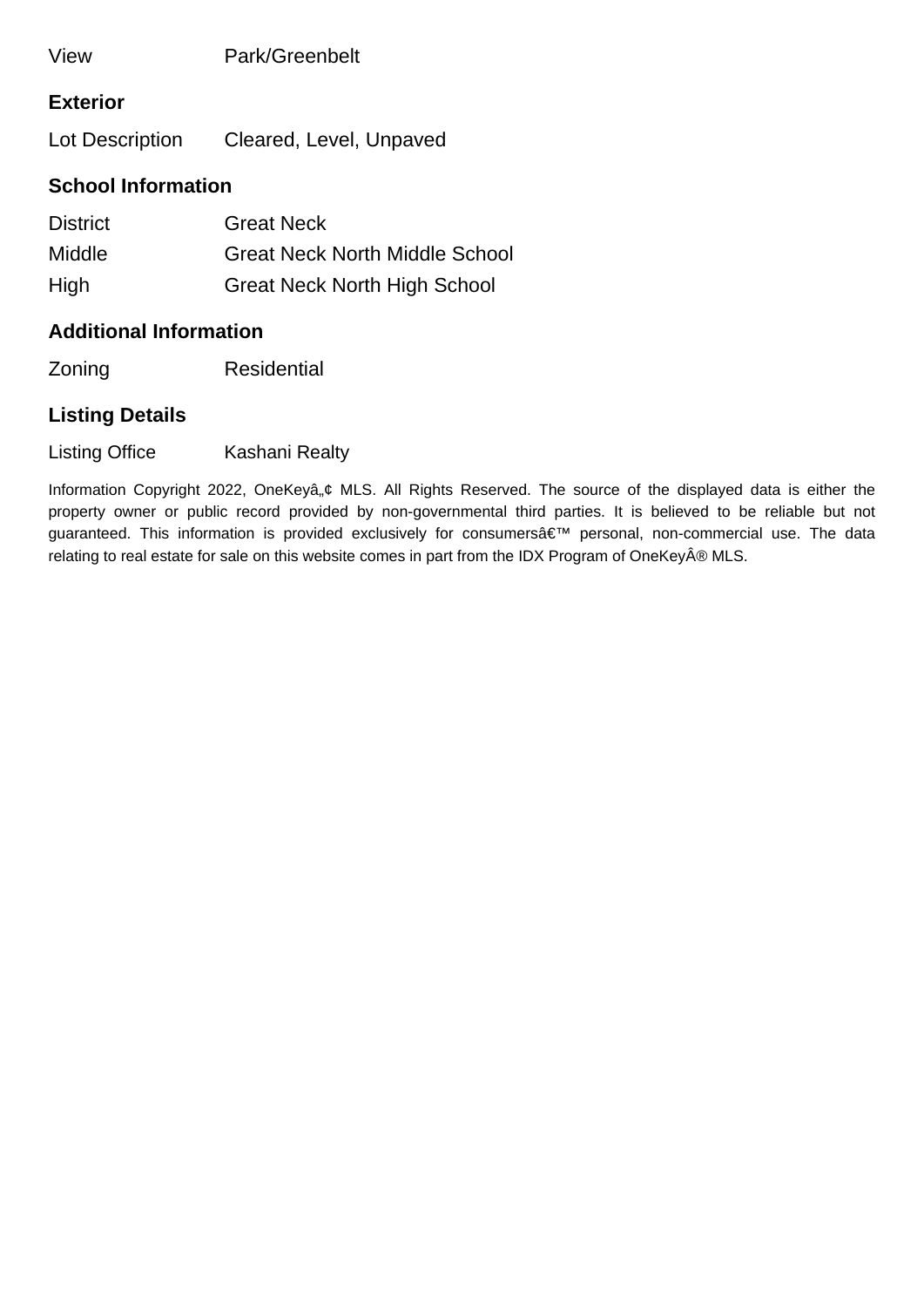| | |
|---|---|
| View | Park/Greenbelt |

### Exterior

| | |
|---|---|
| Lot Description | Cleared, Level, Unpaved |

### School Information

| | |
|---|---|
| District | Great Neck |
| Middle | Great Neck North Middle School |
| High | Great Neck North High School |

### Additional Information

| | |
|---|---|
| Zoning | Residential |

### Listing Details

| | |
|---|---|
| Listing Office | Kashani Realty |

Information Copyright 2022, OneKeyâ„¢ MLS. All Rights Reserved. The source of the displayed data is either the property owner or public record provided by non-governmental third parties. It is believed to be reliable but not guaranteed. This information is provided exclusively for consumersâ€™ personal, non-commercial use. The data relating to real estate for sale on this website comes in part from the IDX Program of OneKeyÂ® MLS.